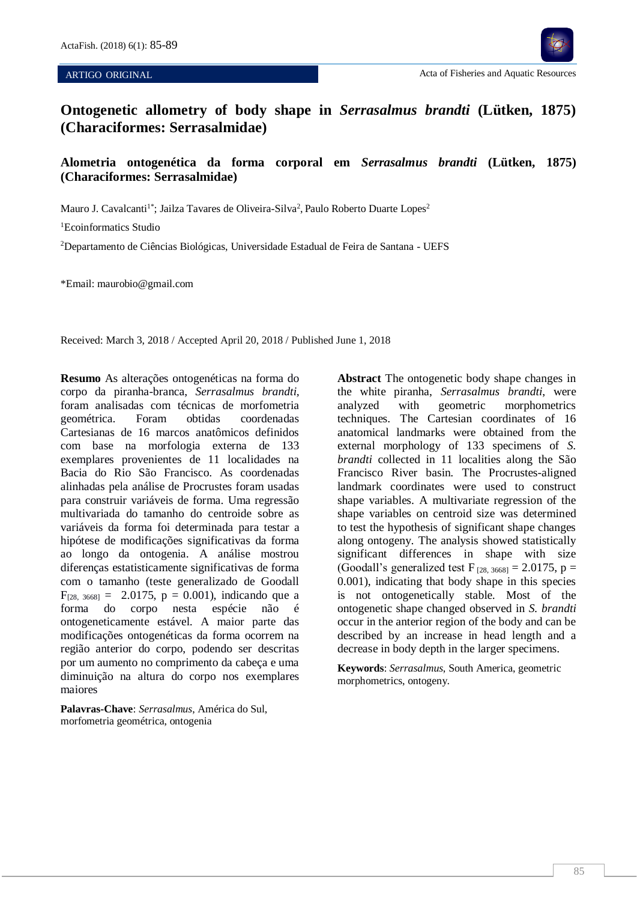ARTIGO ORIGINAL

# Ontogenetic allometry of body shape in *Serrasalmus brandti* (Lütken, 1875) (Characiformes: Serrasalmidae)

## Alometria ontogenética da forma corporal em *Serrasalmus brandti* (Lütken, 1875) (Characiformes: Serrasalmidae)

Mauro J. Cavalcanti[1*]; Jailza Tavares de Oliveira-Silva[2], Paulo Roberto Duarte Lopes[2]

[1]Ecoinformatics Studio

[2]Departamento de Ciências Biológicas, Universidade Estadual de Feira de Santana - UEFS

*Email: maurobio@gmail.com

Received: March 3, 2018 / Accepted April 20, 2018 / Published June 1, 2018

**Resumo** As alterações ontogenéticas na forma do corpo da piranha-branca, *Serrasalmus brandti*, foram analisadas com técnicas de morfometria geométrica. Foram obtidas coordenadas Cartesianas de 16 marcos anatômicos definidos com base na morfologia externa de 133 exemplares provenientes de 11 localidades na Bacia do Rio São Francisco. As coordenadas alinhadas pela análise de Procrustes foram usadas para construir variáveis de forma. Uma regressão multivariada do tamanho do centroide sobre as variáveis da forma foi determinada para testar a hipótese de modificações significativas da forma ao longo da ontogenia. A análise mostrou diferenças estatisticamente significativas de forma com o tamanho (teste generalizado de Goodall $F_{[28,\ 3668]} = 2.0175$, $p = 0.001$), indicando que a forma do corpo nesta espécie não é ontogeneticamente estável. A maior parte das modificações ontogenéticas da forma ocorrem na região anterior do corpo, podendo ser descritas por um aumento no comprimento da cabeça e uma diminuição na altura do corpo nos exemplares maiores

**Palavras-Chave**: *Serrasalmus*, América do Sul, morfometria geométrica, ontogenia

**Abstract** The ontogenetic body shape changes in the white piranha, *Serrasalmus brandti*, were analyzed with geometric morphometrics techniques. The Cartesian coordinates of 16 anatomical landmarks were obtained from the external morphology of 133 specimens of *S. brandti* collected in 11 localities along the São Francisco River basin. The Procrustes-aligned landmark coordinates were used to construct shape variables. A multivariate regression of the shape variables on centroid size was determined to test the hypothesis of significant shape changes along ontogeny. The analysis showed statistically significant differences in shape with size (Goodall's generalized test $F_{[28,\ 3668]} = 2.0175$, $p = 0.001$), indicating that body shape in this species is not ontogenetically stable. Most of the ontogenetic shape changed observed in *S. brandti* occur in the anterior region of the body and can be described by an increase in head length and a decrease in body depth in the larger specimens.

**Keywords**: *Serrasalmus*, South America, geometric morphometrics, ontogeny.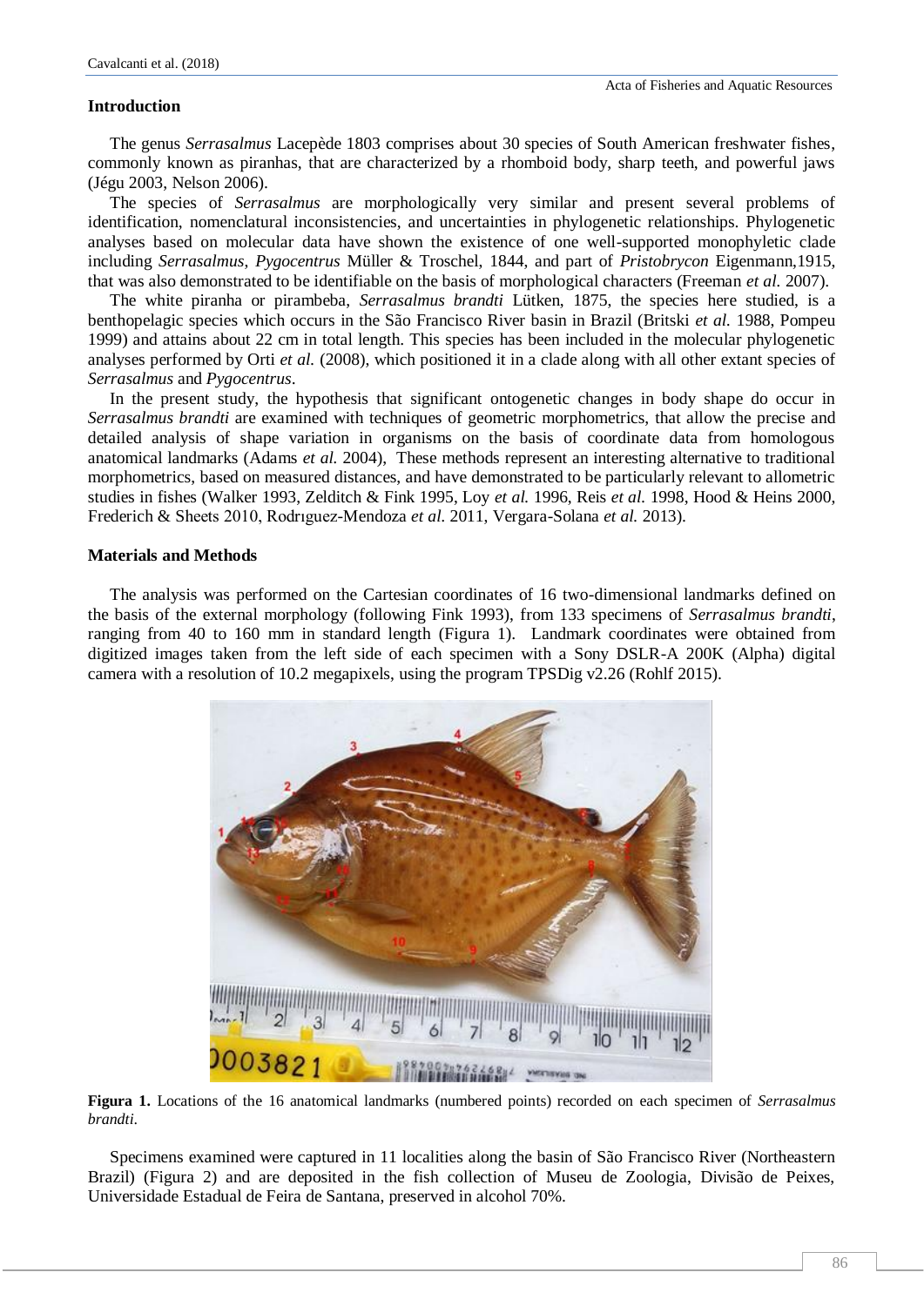## Introduction

The genus *Serrasalmus* Lacepède 1803 comprises about 30 species of South American freshwater fishes, commonly known as piranhas, that are characterized by a rhomboid body, sharp teeth, and powerful jaws (Jégu 2003, Nelson 2006).

The species of *Serrasalmus* are morphologically very similar and present several problems of identification, nomenclatural inconsistencies, and uncertainties in phylogenetic relationships. Phylogenetic analyses based on molecular data have shown the existence of one well-supported monophyletic clade including *Serrasalmus*, *Pygocentrus* Müller & Troschel, 1844, and part of *Pristobrycon* Eigenmann,1915, that was also demonstrated to be identifiable on the basis of morphological characters (Freeman *et al.* 2007).

The white piranha or pirambeba, *Serrasalmus brandti* Lütken, 1875, the species here studied, is a benthopelagic species which occurs in the São Francisco River basin in Brazil (Britski *et al.* 1988, Pompeu 1999) and attains about 22 cm in total length. This species has been included in the molecular phylogenetic analyses performed by Orti *et al.* (2008), which positioned it in a clade along with all other extant species of *Serrasalmus* and *Pygocentrus*.

In the present study, the hypothesis that significant ontogenetic changes in body shape do occur in *Serrasalmus brandti* are examined with techniques of geometric morphometrics, that allow the precise and detailed analysis of shape variation in organisms on the basis of coordinate data from homologous anatomical landmarks (Adams *et al.* 2004), These methods represent an interesting alternative to traditional morphometrics, based on measured distances, and have demonstrated to be particularly relevant to allometric studies in fishes (Walker 1993, Zelditch & Fink 1995, Loy *et al.* 1996, Reis *et al.* 1998, Hood & Heins 2000, Frederich & Sheets 2010, Rodrıguez-Mendoza *et al.* 2011, Vergara-Solana *et al.* 2013).

## Materials and Methods

The analysis was performed on the Cartesian coordinates of 16 two-dimensional landmarks defined on the basis of the external morphology (following Fink 1993), from 133 specimens of *Serrasalmus brandti*, ranging from 40 to 160 mm in standard length (Figura 1). Landmark coordinates were obtained from digitized images taken from the left side of each specimen with a Sony DSLR-A 200K (Alpha) digital camera with a resolution of 10.2 megapixels, using the program TPSDig v2.26 (Rohlf 2015).

**Figura 1.** Locations of the 16 anatomical landmarks (numbered points) recorded on each specimen of *Serrasalmus brandti*.

Specimens examined were captured in 11 localities along the basin of São Francisco River (Northeastern Brazil) (Figura 2) and are deposited in the fish collection of Museu de Zoologia, Divisão de Peixes, Universidade Estadual de Feira de Santana, preserved in alcohol 70%.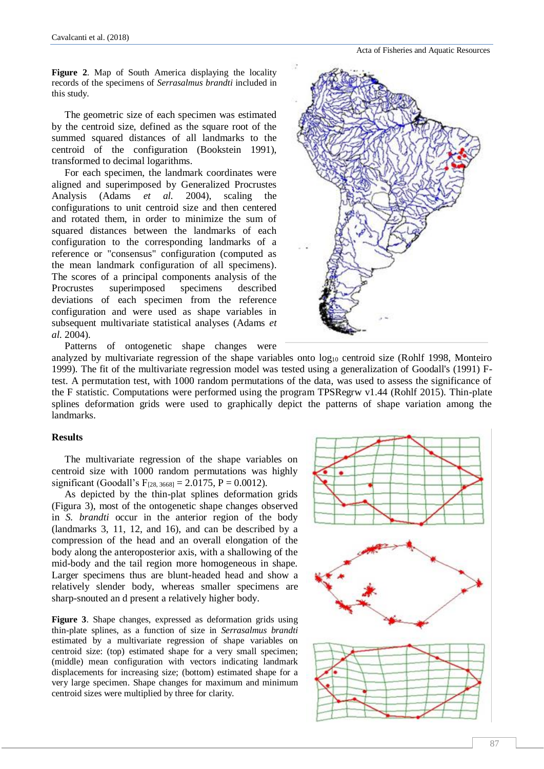**Figure 2**. Map of South America displaying the locality records of the specimens of *Serrasalmus brandti* included in this study.

The geometric size of each specimen was estimated by the centroid size, defined as the square root of the summed squared distances of all landmarks to the centroid of the configuration (Bookstein 1991), transformed to decimal logarithms.

For each specimen, the landmark coordinates were aligned and superimposed by Generalized Procrustes Analysis (Adams *et al.* 2004), scaling the configurations to unit centroid size and then centered and rotated them, in order to minimize the sum of squared distances between the landmarks of each configuration to the corresponding landmarks of a reference or "consensus" configuration (computed as the mean landmark configuration of all specimens). The scores of a principal components analysis of the Procrustes superimposed specimens described deviations of each specimen from the reference configuration and were used as shape variables in subsequent multivariate statistical analyses (Adams *et al.* 2004).

Patterns of ontogenetic shape changes were analyzed by multivariate regression of the shape variables onto $\log_{10}$ centroid size (Rohlf 1998, Monteiro 1999). The fit of the multivariate regression model was tested using a generalization of Goodall's (1991) F-test. A permutation test, with 1000 random permutations of the data, was used to assess the significance of the F statistic. Computations were performed using the program TPSRegrw v1.44 (Rohlf 2015). Thin-plate splines deformation grids were used to graphically depict the patterns of shape variation among the landmarks.

## Results

The multivariate regression of the shape variables on centroid size with 1000 random permutations was highly significant (Goodall's $F_{[28, 3668]} = 2.0175$, $P = 0.0012$).

As depicted by the thin-plat splines deformation grids (Figura 3), most of the ontogenetic shape changes observed in *S. brandti* occur in the anterior region of the body (landmarks 3, 11, 12, and 16), and can be described by a compression of the head and an overall elongation of the body along the anteroposterior axis, with a shallowing of the mid-body and the tail region more homogeneous in shape. Larger specimens thus are blunt-headed head and show a relatively slender body, whereas smaller specimens are sharp-snouted an d present a relatively higher body.

**Figure 3**. Shape changes, expressed as deformation grids using thin-plate splines, as a function of size in *Serrasalmus brandti* estimated by a multivariate regression of shape variables on centroid size: (top) estimated shape for a very small specimen; (middle) mean configuration with vectors indicating landmark displacements for increasing size; (bottom) estimated shape for a very large specimen. Shape changes for maximum and minimum centroid sizes were multiplied by three for clarity.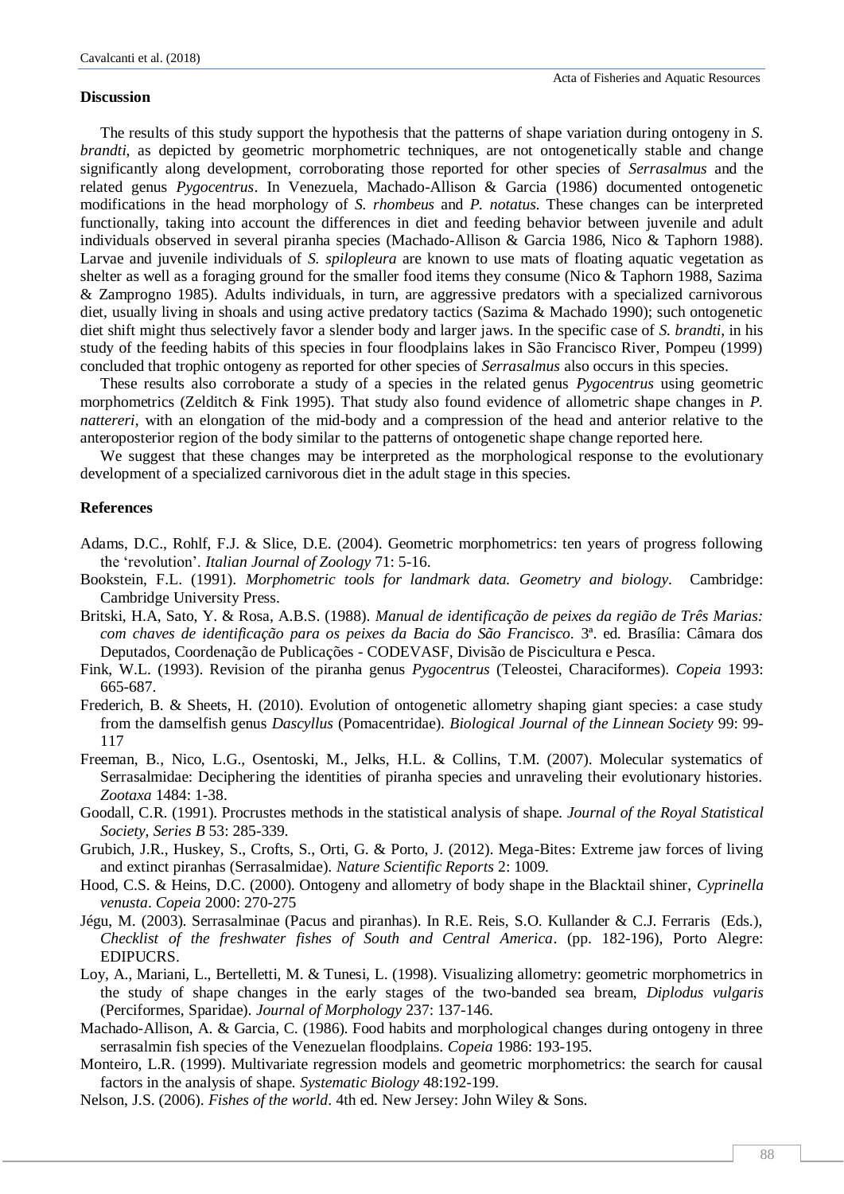## Discussion

The results of this study support the hypothesis that the patterns of shape variation during ontogeny in *S. brandti*, as depicted by geometric morphometric techniques, are not ontogenetically stable and change significantly along development, corroborating those reported for other species of *Serrasalmus* and the related genus *Pygocentrus*. In Venezuela, Machado-Allison & Garcia (1986) documented ontogenetic modifications in the head morphology of *S. rhombeus* and *P. notatus*. These changes can be interpreted functionally, taking into account the differences in diet and feeding behavior between juvenile and adult individuals observed in several piranha species (Machado-Allison & Garcia 1986, Nico & Taphorn 1988). Larvae and juvenile individuals of *S. spilopleura* are known to use mats of floating aquatic vegetation as shelter as well as a foraging ground for the smaller food items they consume (Nico & Taphorn 1988, Sazima & Zamprogno 1985). Adults individuals, in turn, are aggressive predators with a specialized carnivorous diet, usually living in shoals and using active predatory tactics (Sazima & Machado 1990); such ontogenetic diet shift might thus selectively favor a slender body and larger jaws. In the specific case of *S. brandti*, in his study of the feeding habits of this species in four floodplains lakes in São Francisco River, Pompeu (1999) concluded that trophic ontogeny as reported for other species of *Serrasalmus* also occurs in this species.

These results also corroborate a study of a species in the related genus *Pygocentrus* using geometric morphometrics (Zelditch & Fink 1995). That study also found evidence of allometric shape changes in *P. nattereri*, with an elongation of the mid-body and a compression of the head and anterior relative to the anteroposterior region of the body similar to the patterns of ontogenetic shape change reported here.

We suggest that these changes may be interpreted as the morphological response to the evolutionary development of a specialized carnivorous diet in the adult stage in this species.

## References

Adams, D.C., Rohlf, F.J. & Slice, D.E. (2004). Geometric morphometrics: ten years of progress following the 'revolution'. *Italian Journal of Zoology* 71: 5-16.

Bookstein, F.L. (1991). *Morphometric tools for landmark data. Geometry and biology*. Cambridge: Cambridge University Press.

Britski, H.A, Sato, Y. & Rosa, A.B.S. (1988). *Manual de identificação de peixes da região de Três Marias: com chaves de identificação para os peixes da Bacia do São Francisco*. 3ª. ed. Brasília: Câmara dos Deputados, Coordenação de Publicações - CODEVASF, Divisão de Piscicultura e Pesca.

Fink, W.L. (1993). Revision of the piranha genus *Pygocentrus* (Teleostei, Characiformes). *Copeia* 1993: 665-687.

Frederich, B. & Sheets, H. (2010). Evolution of ontogenetic allometry shaping giant species: a case study from the damselfish genus *Dascyllus* (Pomacentridae). *Biological Journal of the Linnean Society* 99: 99-117

Freeman, B., Nico, L.G., Osentoski, M., Jelks, H.L. & Collins, T.M. (2007). Molecular systematics of Serrasalmidae: Deciphering the identities of piranha species and unraveling their evolutionary histories. *Zootaxa* 1484: 1-38.

Goodall, C.R. (1991). Procrustes methods in the statistical analysis of shape. *Journal of the Royal Statistical Society, Series B* 53: 285-339.

Grubich, J.R., Huskey, S., Crofts, S., Orti, G. & Porto, J. (2012). Mega-Bites: Extreme jaw forces of living and extinct piranhas (Serrasalmidae). *Nature Scientific Reports* 2: 1009.

Hood, C.S. & Heins, D.C. (2000). Ontogeny and allometry of body shape in the Blacktail shiner, *Cyprinella venusta*. *Copeia* 2000: 270-275

Jégu, M. (2003). Serrasalminae (Pacus and piranhas). In R.E. Reis, S.O. Kullander & C.J. Ferraris (Eds.), *Checklist of the freshwater fishes of South and Central America*. (pp. 182-196), Porto Alegre: EDIPUCRS.

Loy, A., Mariani, L., Bertelletti, M. & Tunesi, L. (1998). Visualizing allometry: geometric morphometrics in the study of shape changes in the early stages of the two-banded sea bream, *Diplodus vulgaris* (Perciformes, Sparidae). *Journal of Morphology* 237: 137-146.

Machado-Allison, A. & Garcia, C. (1986). Food habits and morphological changes during ontogeny in three serrasalmin fish species of the Venezuelan floodplains. *Copeia* 1986: 193-195.

Monteiro, L.R. (1999). Multivariate regression models and geometric morphometrics: the search for causal factors in the analysis of shape. *Systematic Biology* 48:192-199.

Nelson, J.S. (2006). *Fishes of the world*. 4th ed. New Jersey: John Wiley & Sons.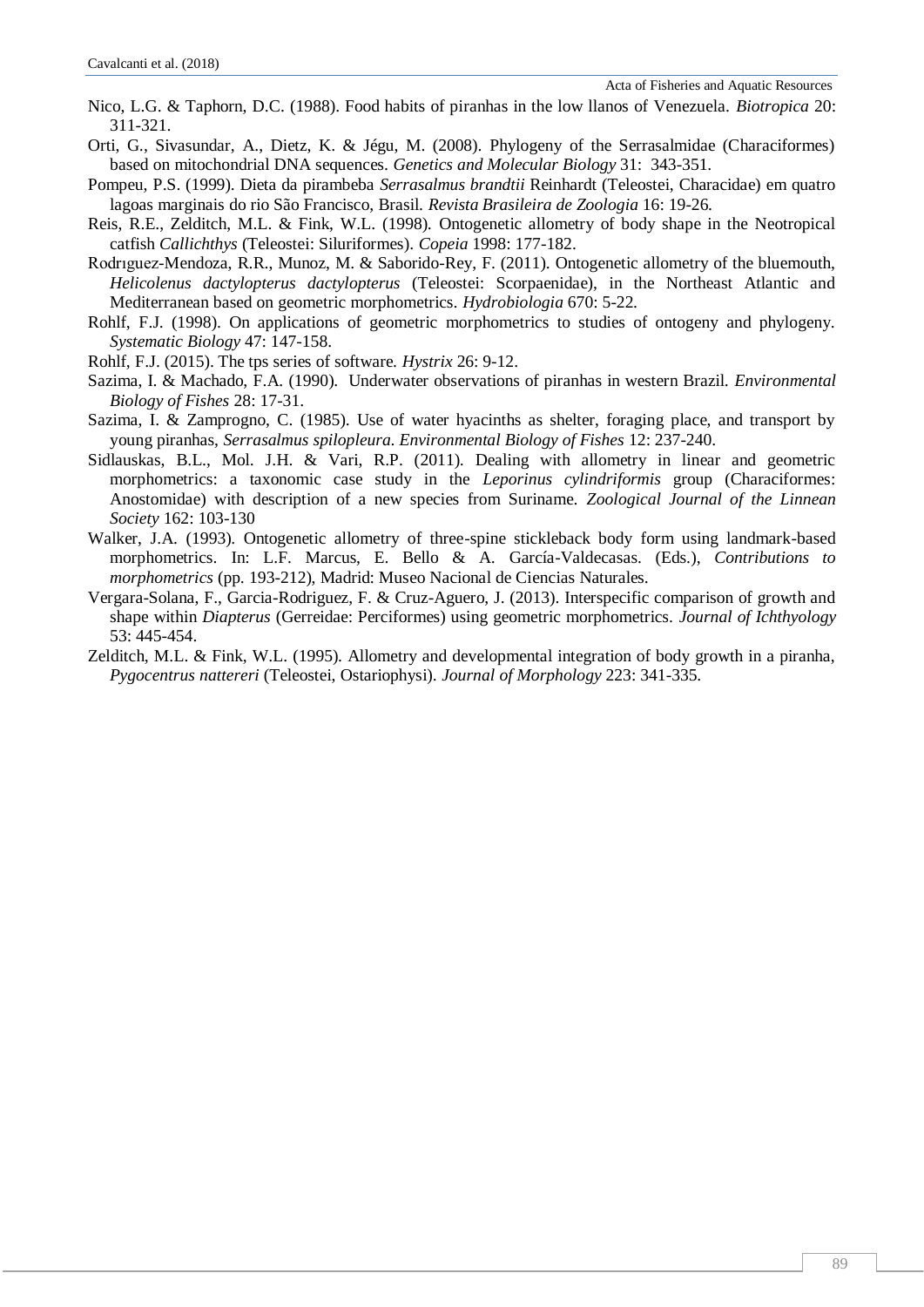Nico, L.G. & Taphorn, D.C. (1988). Food habits of piranhas in the low llanos of Venezuela. *Biotropica* 20: 311-321.

Orti, G., Sivasundar, A., Dietz, K. & Jégu, M. (2008). Phylogeny of the Serrasalmidae (Characiformes) based on mitochondrial DNA sequences. *Genetics and Molecular Biology* 31: 343-351.

Pompeu, P.S. (1999). Dieta da pirambeba *Serrasalmus brandtii* Reinhardt (Teleostei, Characidae) em quatro lagoas marginais do rio São Francisco, Brasil. *Revista Brasileira de Zoologia* 16: 19-26.

Reis, R.E., Zelditch, M.L. & Fink, W.L. (1998). Ontogenetic allometry of body shape in the Neotropical catfish *Callichthys* (Teleostei: Siluriformes). *Copeia* 1998: 177-182.

Rodrıguez-Mendoza, R.R., Munoz, M. & Saborido-Rey, F. (2011). Ontogenetic allometry of the bluemouth, *Helicolenus dactylopterus dactylopterus* (Teleostei: Scorpaenidae), in the Northeast Atlantic and Mediterranean based on geometric morphometrics. *Hydrobiologia* 670: 5-22.

Rohlf, F.J. (1998). On applications of geometric morphometrics to studies of ontogeny and phylogeny. *Systematic Biology* 47: 147-158.

Rohlf, F.J. (2015). The tps series of software. *Hystrix* 26: 9-12.

Sazima, I. & Machado, F.A. (1990). Underwater observations of piranhas in western Brazil. *Environmental Biology of Fishes* 28: 17-31.

Sazima, I. & Zamprogno, C. (1985). Use of water hyacinths as shelter, foraging place, and transport by young piranhas, *Serrasalmus spilopleura*. *Environmental Biology of Fishes* 12: 237-240.

Sidlauskas, B.L., Mol. J.H. & Vari, R.P. (2011). Dealing with allometry in linear and geometric morphometrics: a taxonomic case study in the *Leporinus cylindriformis* group (Characiformes: Anostomidae) with description of a new species from Suriname. *Zoological Journal of the Linnean Society* 162: 103-130

Walker, J.A. (1993). Ontogenetic allometry of three-spine stickleback body form using landmark-based morphometrics. In: L.F. Marcus, E. Bello & A. García-Valdecasas. (Eds.), *Contributions to morphometrics* (pp. 193-212), Madrid: Museo Nacional de Ciencias Naturales.

Vergara-Solana, F., Garcia-Rodriguez, F. & Cruz-Aguero, J. (2013). Interspecific comparison of growth and shape within *Diapterus* (Gerreidae: Perciformes) using geometric morphometrics. *Journal of Ichthyology* 53: 445-454.

Zelditch, M.L. & Fink, W.L. (1995). Allometry and developmental integration of body growth in a piranha, *Pygocentrus nattereri* (Teleostei, Ostariophysi). *Journal of Morphology* 223: 341-335.